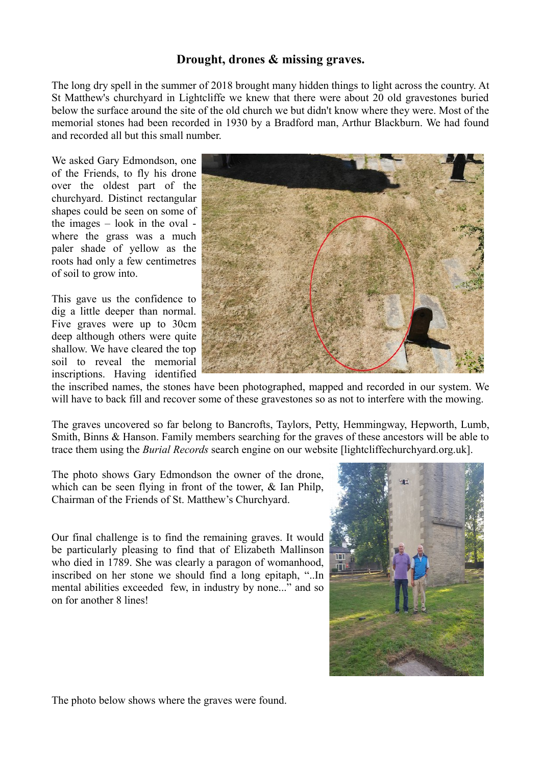**Drought, drones & missing graves.**

The long dry spell in the summer of 2018 brought many hidden things to light across the country. At St Matthew's churchyard in Lightcliffe we knew that there were about 20 old gravestones buried below the surface around the site of the old church we but didn't know where they were. Most of the memorial stones had been recorded in 1930 by a Bradford man, Arthur Blackburn. We had found and recorded all but this small number.

We asked Gary Edmondson, one of the Friends, to fly his drone over the oldest part of the churchyard. Distinct rectangular shapes could be seen on some of the images – look in the oval - where the grass was a much paler shade of yellow as the roots had only a few centimetres of soil to grow into.

This gave us the confidence to dig a little deeper than normal. Five graves were up to 30cm deep although others were quite shallow. We have cleared the top soil to reveal the memorial inscriptions. Having identified the inscribed names, the stones have been photographed, mapped and recorded in our system. We will have to back fill and recover some of these gravestones so as not to interfere with the mowing.

The graves uncovered so far belong to Bancrofts, Taylors, Petty, Hemmingway, Hepworth, Lumb, Smith, Binns & Hanson. Family members searching for the graves of these ancestors will be able to trace them using the *Burial Records* search engine on our website [lightcliffechurchyard.org.uk].

The photo shows Gary Edmondson the owner of the drone, which can be seen flying in front of the tower, & Ian Philp, Chairman of the Friends of St. Matthew's Churchyard.

Our final challenge is to find the remaining graves. It would be particularly pleasing to find that of Elizabeth Mallinson who died in 1789. She was clearly a paragon of womanhood, inscribed on her stone we should find a long epitaph, "..In mental abilities exceeded few, in industry by none..." and so on for another 8 lines!

The photo below shows where the graves were found.